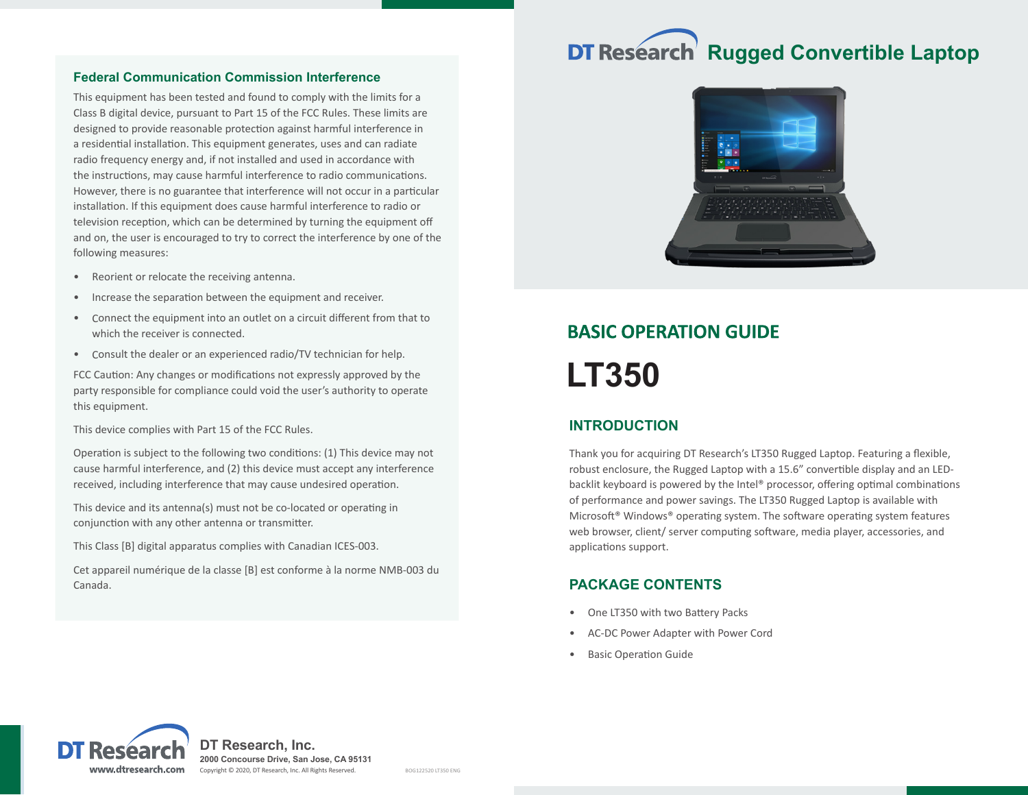## Federal Communication Commission Interference

This equipment has been tested and found to comply with the limits for a Class B digital device, pursuant to Part 15 of the FCC Rules. These limits are designed to provide reasonable protection against harmful interference in a residential installation. This equipment generates, uses and can radiate radio frequency energy and, if not installed and used in accordance with the instructions, may cause harmful interference to radio communications. However, there is no guarantee that interference will not occur in a particular installation. If this equipment does cause harmful interference to radio or television reception, which can be determined by turning the equipment off and on, the user is encouraged to try to correct the interference by one of the following measures:

- Reorient or relocate the receiving antenna.
- Increase the separation between the equipment and receiver.
- Connect the equipment into an outlet on a circuit different from that to which the receiver is connected.
- Consult the dealer or an experienced radio/TV technician for help.

FCC Caution: Any changes or modifications not expressly approved by the party responsible for compliance could void the user's authority to operate this equipment.

This device complies with Part 15 of the FCC Rules.

Operation is subject to the following two conditions: (1) This device may not cause harmful interference, and (2) this device must accept any interference received, including interference that may cause undesired operation.

This device and its antenna(s) must not be co-located or operating in conjunction with any other antenna or transmitter.

This Class [B] digital apparatus complies with Canadian ICES-003.

Cet appareil numérique de la classe [B] est conforme à la norme NMB-003 du Canada.

DT Research, Inc.
2000 Concourse Drive, San Jose, CA 95131
www.dtresearch.com
Copyright © 2020, DT Research, Inc. All Rights Reserved.

BOG122520 LT350 ENG

# DT Research Rugged Convertible Laptop

## BASIC OPERATION GUIDE

# LT350

## INTRODUCTION

Thank you for acquiring DT Research's LT350 Rugged Laptop. Featuring a flexible, robust enclosure, the Rugged Laptop with a 15.6" convertible display and an LED-backlit keyboard is powered by the Intel® processor, offering optimal combinations of performance and power savings. The LT350 Rugged Laptop is available with Microsoft® Windows® operating system. The software operating system features web browser, client/ server computing software, media player, accessories, and applications support.

## PACKAGE CONTENTS

- One LT350 with two Battery Packs
- AC-DC Power Adapter with Power Cord
- Basic Operation Guide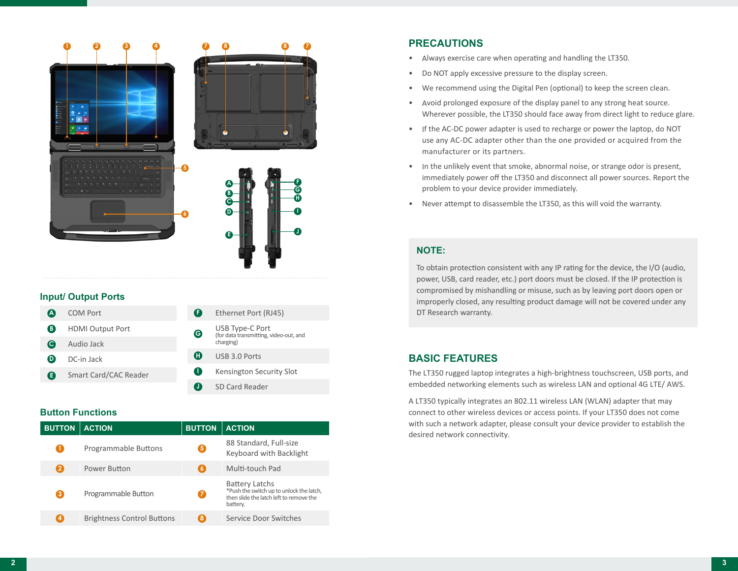## Input/ Output Ports

| | | | |
|---|---|---|---|
| A | COM Port | F | Ethernet Port (RJ45) |
| B | HDMI Output Port | G | USB Type-C Port (for data transmitting, video-out, and charging) |
| C | Audio Jack | H | USB 3.0 Ports |
| D | DC-in Jack | I | Kensington Security Slot |
| E | Smart Card/CAC Reader | J | SD Card Reader |

## Button Functions

| BUTTON | ACTION | BUTTON | ACTION |
|---|---|---|---|
| 1 | Programmable Buttons | 5 | 88 Standard, Full-size Keyboard with Backlight |
| 2 | Power Button | 6 | Multi-touch Pad |
| 3 | Programmable Button | 7 | Battery Latchs *Push the switch up to unlock the latch, then slide the latch left to remove the battery. |
| 4 | Brightness Control Buttons | 8 | Service Door Switches |

## PRECAUTIONS

- Always exercise care when operating and handling the LT350.
- Do NOT apply excessive pressure to the display screen.
- We recommend using the Digital Pen (optional) to keep the screen clean.
- Avoid prolonged exposure of the display panel to any strong heat source. Wherever possible, the LT350 should face away from direct light to reduce glare.
- If the AC-DC power adapter is used to recharge or power the laptop, do NOT use any AC-DC adapter other than the one provided or acquired from the manufacturer or its partners.
- In the unlikely event that smoke, abnormal noise, or strange odor is present, immediately power off the LT350 and disconnect all power sources. Report the problem to your device provider immediately.
- Never attempt to disassemble the LT350, as this will void the warranty.

### NOTE:

To obtain protection consistent with any IP rating for the device, the I/O (audio, power, USB, card reader, etc.) port doors must be closed. If the IP protection is compromised by mishandling or misuse, such as by leaving port doors open or improperly closed, any resulting product damage will not be covered under any DT Research warranty.

## BASIC FEATURES

The LT350 rugged laptop integrates a high-brightness touchscreen, USB ports, and embedded networking elements such as wireless LAN and optional 4G LTE/ AWS.

A LT350 typically integrates an 802.11 wireless LAN (WLAN) adapter that may connect to other wireless devices or access points. If your LT350 does not come with such a network adapter, please consult your device provider to establish the desired network connectivity.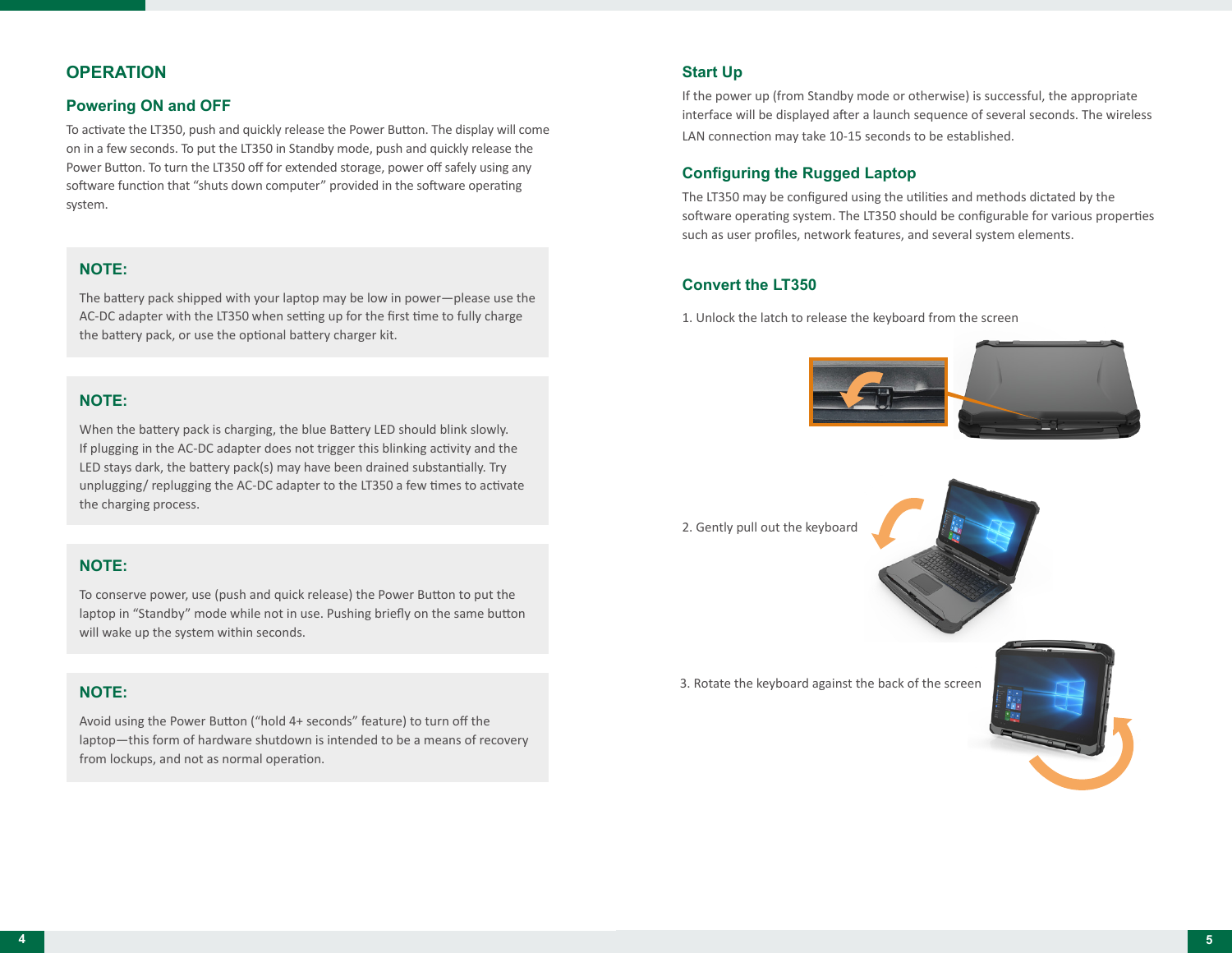# OPERATION

## Powering ON and OFF

To activate the LT350, push and quickly release the Power Button. The display will come on in a few seconds. To put the LT350 in Standby mode, push and quickly release the Power Button. To turn the LT350 off for extended storage, power off safely using any software function that "shuts down computer" provided in the software operating system.

### NOTE:

The battery pack shipped with your laptop may be low in power—please use the AC-DC adapter with the LT350 when setting up for the first time to fully charge the battery pack, or use the optional battery charger kit.

### NOTE:

When the battery pack is charging, the blue Battery LED should blink slowly. If plugging in the AC-DC adapter does not trigger this blinking activity and the LED stays dark, the battery pack(s) may have been drained substantially. Try unplugging/ replugging the AC-DC adapter to the LT350 a few times to activate the charging process.

### NOTE:

To conserve power, use (push and quick release) the Power Button to put the laptop in "Standby" mode while not in use. Pushing briefly on the same button will wake up the system within seconds.

### NOTE:

Avoid using the Power Button ("hold 4+ seconds" feature) to turn off the laptop—this form of hardware shutdown is intended to be a means of recovery from lockups, and not as normal operation.

## Start Up

If the power up (from Standby mode or otherwise) is successful, the appropriate interface will be displayed after a launch sequence of several seconds. The wireless LAN connection may take 10-15 seconds to be established.

## Configuring the Rugged Laptop

The LT350 may be configured using the utilities and methods dictated by the software operating system. The LT350 should be configurable for various properties such as user profiles, network features, and several system elements.

## Convert the LT350

1. Unlock the latch to release the keyboard from the screen

2. Gently pull out the keyboard

3. Rotate the keyboard against the back of the screen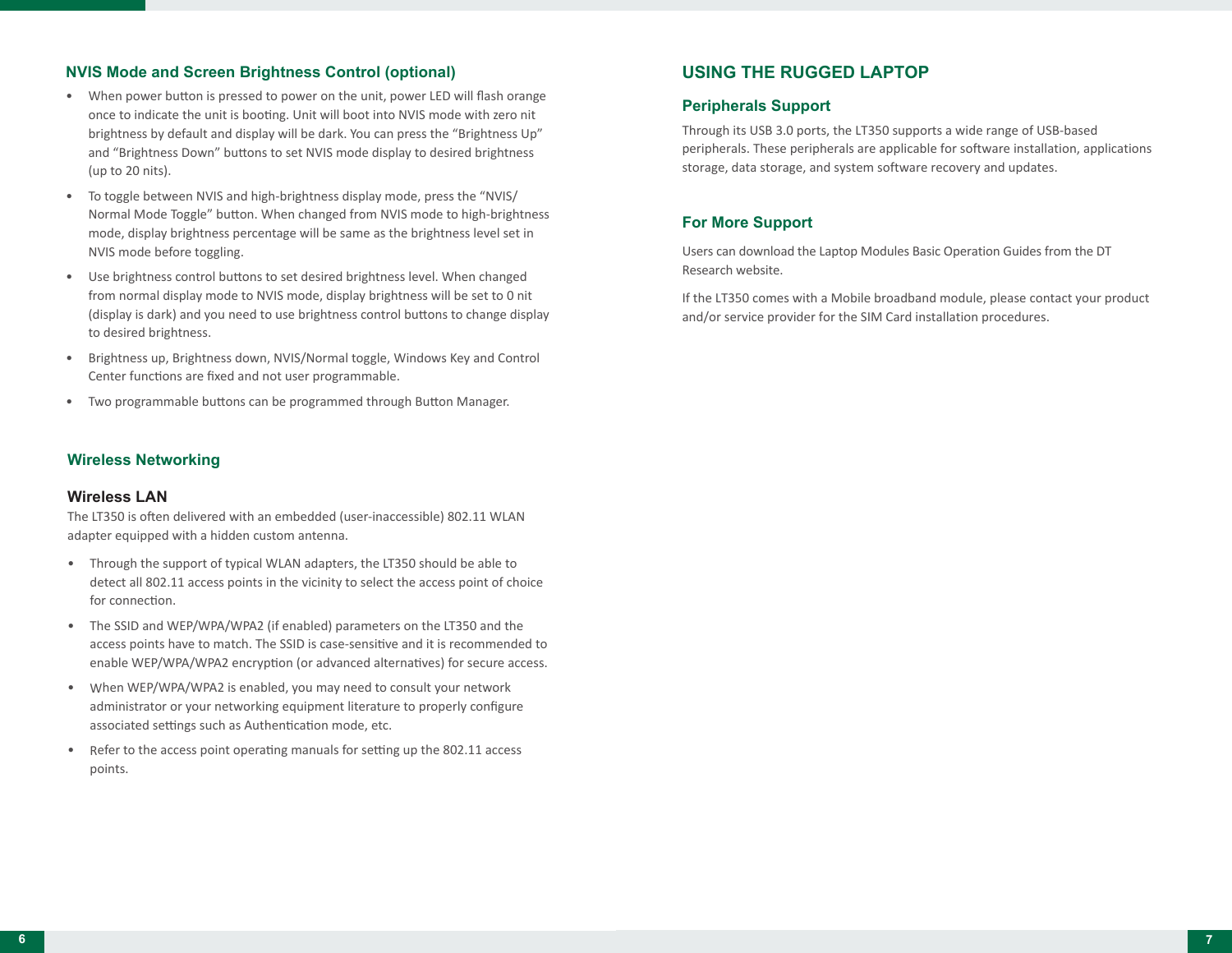## NVIS Mode and Screen Brightness Control (optional)

- When power button is pressed to power on the unit, power LED will flash orange once to indicate the unit is booting. Unit will boot into NVIS mode with zero nit brightness by default and display will be dark. You can press the “Brightness Up” and “Brightness Down” buttons to set NVIS mode display to desired brightness (up to 20 nits).
- To toggle between NVIS and high-brightness display mode, press the “NVIS/ Normal Mode Toggle” button. When changed from NVIS mode to high-brightness mode, display brightness percentage will be same as the brightness level set in NVIS mode before toggling.
- Use brightness control buttons to set desired brightness level. When changed from normal display mode to NVIS mode, display brightness will be set to 0 nit (display is dark) and you need to use brightness control buttons to change display to desired brightness.
- Brightness up, Brightness down, NVIS/Normal toggle, Windows Key and Control Center functions are fixed and not user programmable.
- Two programmable buttons can be programmed through Button Manager.

## Wireless Networking

### Wireless LAN

The LT350 is often delivered with an embedded (user-inaccessible) 802.11 WLAN adapter equipped with a hidden custom antenna.

- Through the support of typical WLAN adapters, the LT350 should be able to detect all 802.11 access points in the vicinity to select the access point of choice for connection.
- The SSID and WEP/WPA/WPA2 (if enabled) parameters on the LT350 and the access points have to match. The SSID is case-sensitive and it is recommended to enable WEP/WPA/WPA2 encryption (or advanced alternatives) for secure access.
- When WEP/WPA/WPA2 is enabled, you may need to consult your network administrator or your networking equipment literature to properly configure associated settings such as Authentication mode, etc.
- Refer to the access point operating manuals for setting up the 802.11 access points.

# USING THE RUGGED LAPTOP

## Peripherals Support

Through its USB 3.0 ports, the LT350 supports a wide range of USB-based peripherals. These peripherals are applicable for software installation, applications storage, data storage, and system software recovery and updates.

## For More Support

Users can download the Laptop Modules Basic Operation Guides from the DT Research website.

If the LT350 comes with a Mobile broadband module, please contact your product and/or service provider for the SIM Card installation procedures.